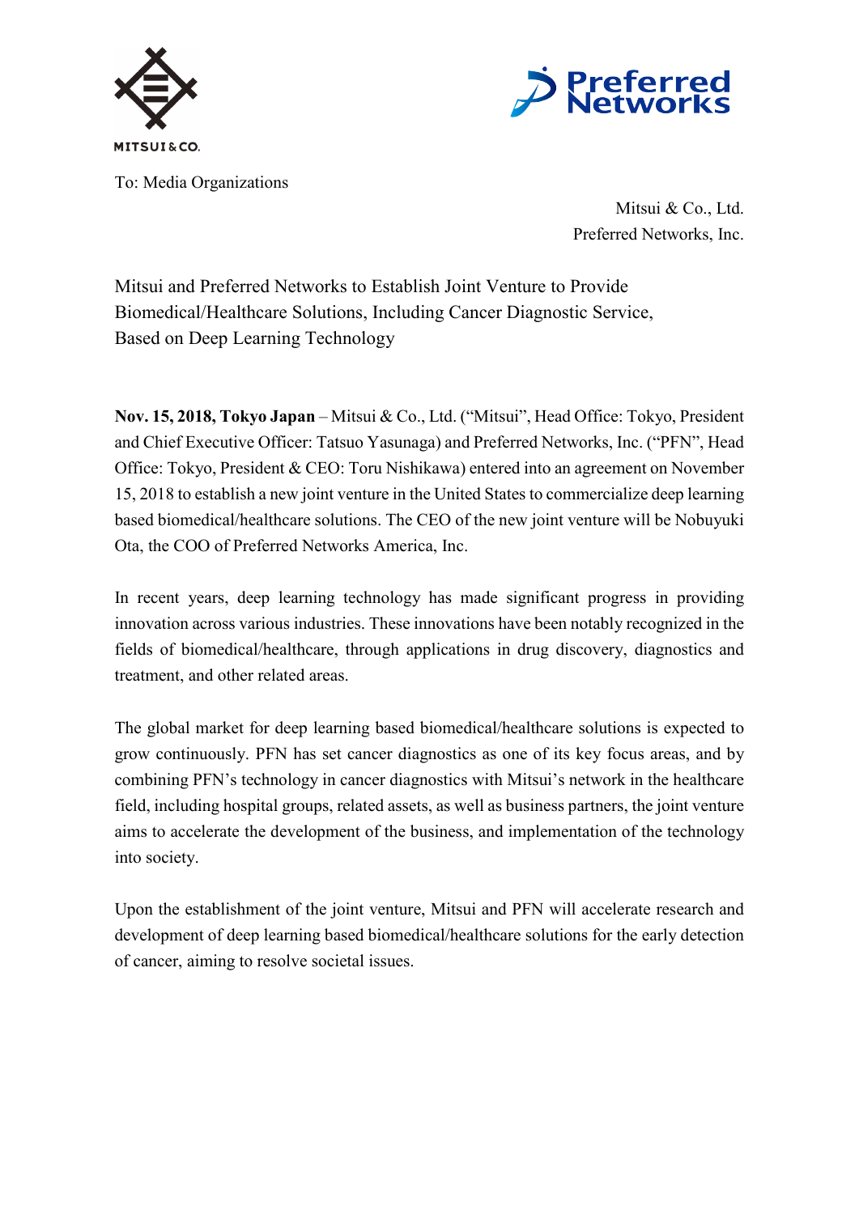To: Media Organizations

Mitsui & Co., Ltd.
Preferred Networks, Inc.

# Mitsui and Preferred Networks to Establish Joint Venture to Provide Biomedical/Healthcare Solutions, Including Cancer Diagnostic Service, Based on Deep Learning Technology

**Nov. 15, 2018, Tokyo Japan** – Mitsui & Co., Ltd. ("Mitsui", Head Office: Tokyo, President and Chief Executive Officer: Tatsuo Yasunaga) and Preferred Networks, Inc. ("PFN", Head Office: Tokyo, President & CEO: Toru Nishikawa) entered into an agreement on November 15, 2018 to establish a new joint venture in the United States to commercialize deep learning based biomedical/healthcare solutions. The CEO of the new joint venture will be Nobuyuki Ota, the COO of Preferred Networks America, Inc.

In recent years, deep learning technology has made significant progress in providing innovation across various industries. These innovations have been notably recognized in the fields of biomedical/healthcare, through applications in drug discovery, diagnostics and treatment, and other related areas.

The global market for deep learning based biomedical/healthcare solutions is expected to grow continuously. PFN has set cancer diagnostics as one of its key focus areas, and by combining PFN's technology in cancer diagnostics with Mitsui's network in the healthcare field, including hospital groups, related assets, as well as business partners, the joint venture aims to accelerate the development of the business, and implementation of the technology into society.

Upon the establishment of the joint venture, Mitsui and PFN will accelerate research and development of deep learning based biomedical/healthcare solutions for the early detection of cancer, aiming to resolve societal issues.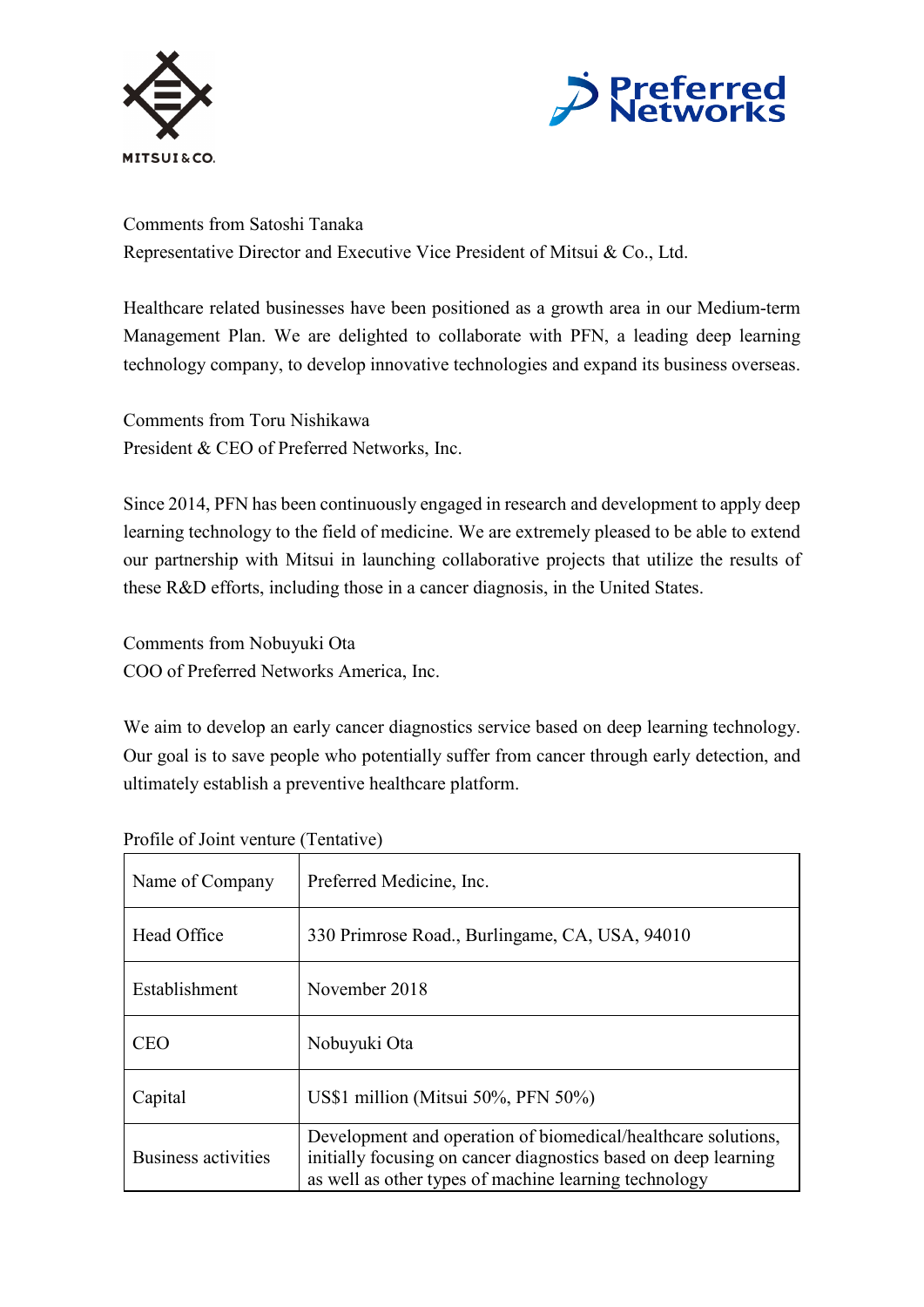Comments from Satoshi Tanaka
Representative Director and Executive Vice President of Mitsui & Co., Ltd.

Healthcare related businesses have been positioned as a growth area in our Medium-term Management Plan. We are delighted to collaborate with PFN, a leading deep learning technology company, to develop innovative technologies and expand its business overseas.

Comments from Toru Nishikawa
President & CEO of Preferred Networks, Inc.

Since 2014, PFN has been continuously engaged in research and development to apply deep learning technology to the field of medicine. We are extremely pleased to be able to extend our partnership with Mitsui in launching collaborative projects that utilize the results of these R&D efforts, including those in a cancer diagnosis, in the United States.

Comments from Nobuyuki Ota
COO of Preferred Networks America, Inc.

We aim to develop an early cancer diagnostics service based on deep learning technology. Our goal is to save people who potentially suffer from cancer through early detection, and ultimately establish a preventive healthcare platform.

Profile of Joint venture (Tentative)

| Name of Company | Preferred Medicine, Inc. |
|---|---|
| Head Office | 330 Primrose Road., Burlingame, CA, USA, 94010 |
| Establishment | November 2018 |
| CEO | Nobuyuki Ota |
| Capital | US$1 million (Mitsui 50%, PFN 50%) |
| Business activities | Development and operation of biomedical/healthcare solutions, initially focusing on cancer diagnostics based on deep learning as well as other types of machine learning technology |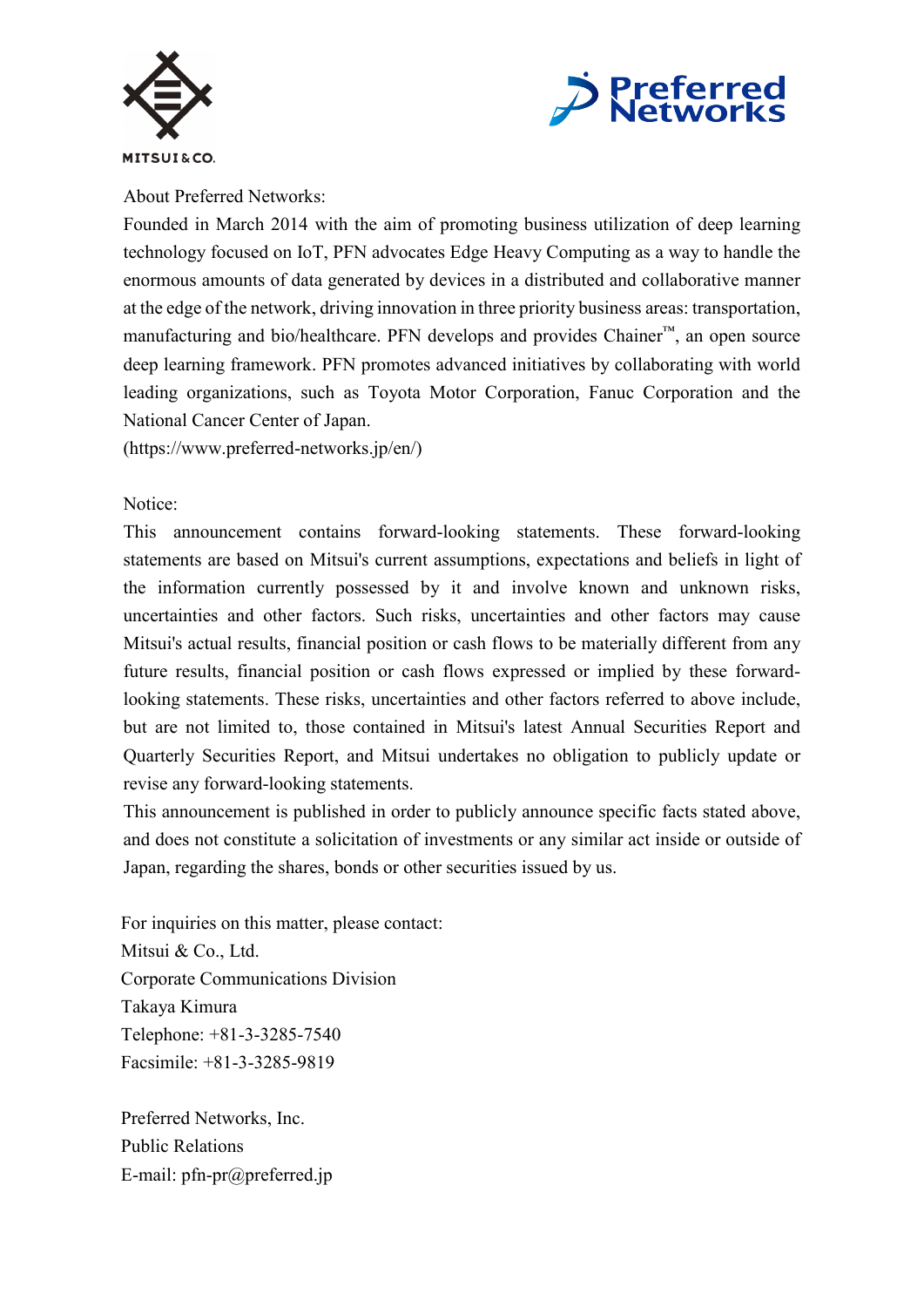About Preferred Networks:

Founded in March 2014 with the aim of promoting business utilization of deep learning technology focused on IoT, PFN advocates Edge Heavy Computing as a way to handle the enormous amounts of data generated by devices in a distributed and collaborative manner at the edge of the network, driving innovation in three priority business areas: transportation, manufacturing and bio/healthcare. PFN develops and provides Chainer™, an open source deep learning framework. PFN promotes advanced initiatives by collaborating with world leading organizations, such as Toyota Motor Corporation, Fanuc Corporation and the National Cancer Center of Japan.
(https://www.preferred-networks.jp/en/)

Notice:

This announcement contains forward-looking statements. These forward-looking statements are based on Mitsui's current assumptions, expectations and beliefs in light of the information currently possessed by it and involve known and unknown risks, uncertainties and other factors. Such risks, uncertainties and other factors may cause Mitsui's actual results, financial position or cash flows to be materially different from any future results, financial position or cash flows expressed or implied by these forward-looking statements. These risks, uncertainties and other factors referred to above include, but are not limited to, those contained in Mitsui's latest Annual Securities Report and Quarterly Securities Report, and Mitsui undertakes no obligation to publicly update or revise any forward-looking statements.

This announcement is published in order to publicly announce specific facts stated above, and does not constitute a solicitation of investments or any similar act inside or outside of Japan, regarding the shares, bonds or other securities issued by us.

For inquiries on this matter, please contact:
Mitsui & Co., Ltd.
Corporate Communications Division
Takaya Kimura
Telephone: +81-3-3285-7540
Facsimile: +81-3-3285-9819

Preferred Networks, Inc.
Public Relations
E-mail: pfn-pr@preferred.jp